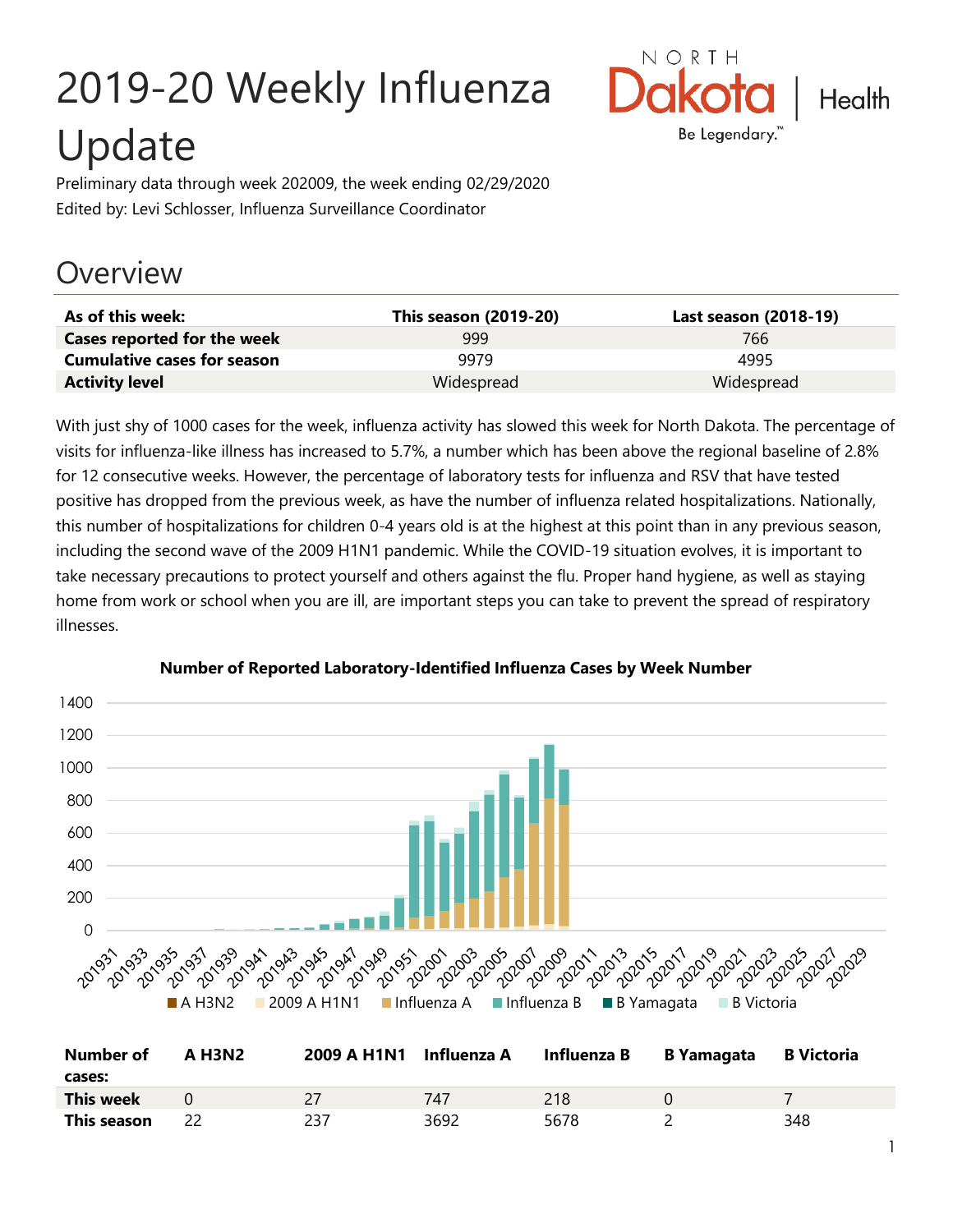# 2019-20 Weekly Influenza Update

Preliminary data through week 202009, the week ending 02/29/2020

Edited by: Levi Schlosser, Influenza Surveillance Coordinator

## Overview

| As of this week: | This season (2019-20) | Last season (2018-19) |
|---|---|---|
| **Cases reported for the week** | 999 | 766 |
| **Cumulative cases for season** | 9979 | 4995 |
| **Activity level** | Widespread | Widespread |

With just shy of 1000 cases for the week, influenza activity has slowed this week for North Dakota. The percentage of visits for influenza-like illness has increased to 5.7%, a number which has been above the regional baseline of 2.8% for 12 consecutive weeks. However, the percentage of laboratory tests for influenza and RSV that have tested positive has dropped from the previous week, as have the number of influenza related hospitalizations. Nationally, this number of hospitalizations for children 0-4 years old is at the highest at this point than in any previous season, including the second wave of the 2009 H1N1 pandemic. While the COVID-19 situation evolves, it is important to take necessary precautions to protect yourself and others against the flu. Proper hand hygiene, as well as staying home from work or school when you are ill, are important steps you can take to prevent the spread of respiratory illnesses.

**Number of Reported Laboratory-Identified Influenza Cases by Week Number**

| Number of cases: | A H3N2 | 2009 A H1N1 | Influenza A | Influenza B | B Yamagata | B Victoria |
|---|---|---|---|---|---|---|
| **This week** | 0 | 27 | 747 | 218 | 0 | 7 |
| **This season** | 22 | 237 | 3692 | 5678 | 2 | 348 |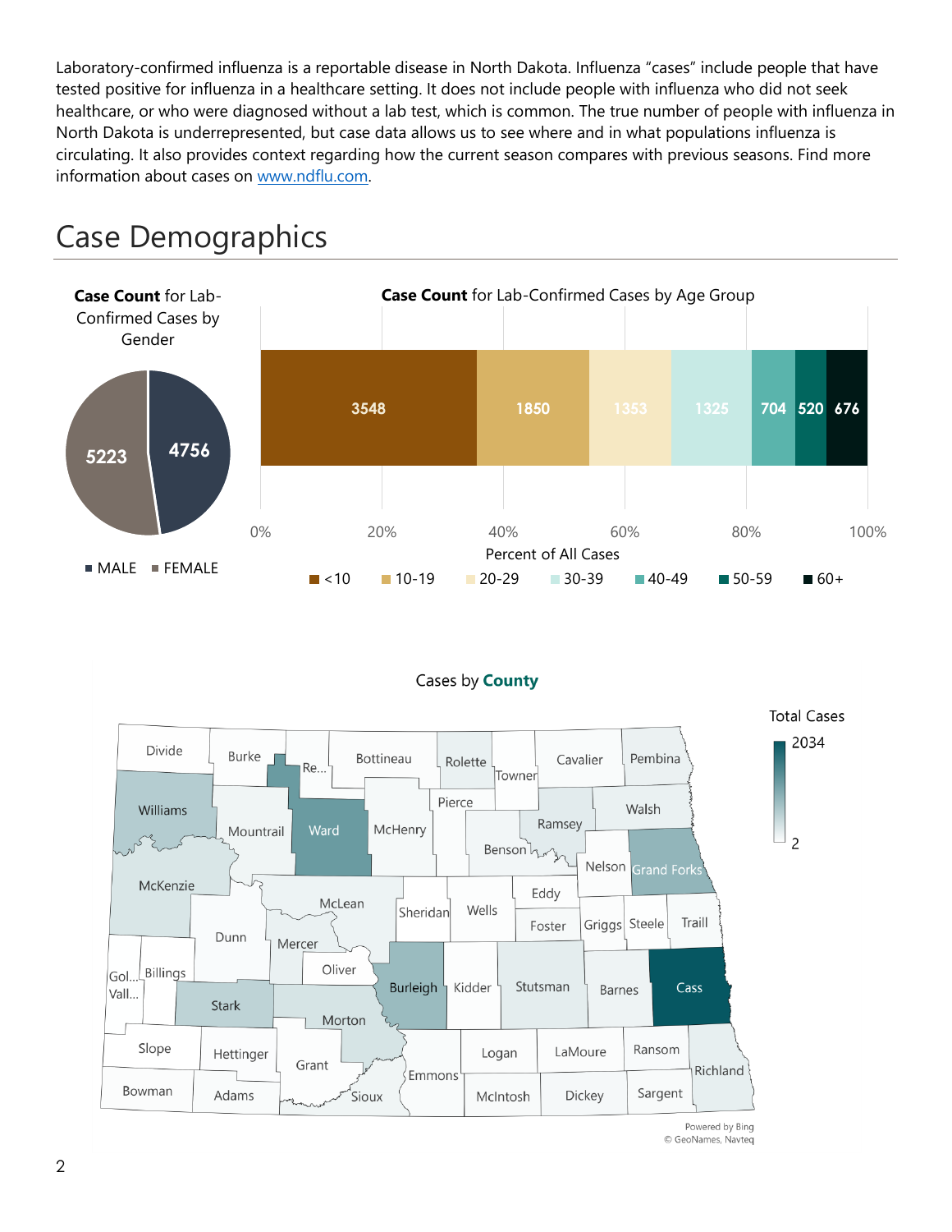Laboratory-confirmed influenza is a reportable disease in North Dakota. Influenza "cases" include people that have tested positive for influenza in a healthcare setting. It does not include people with influenza who did not seek healthcare, or who were diagnosed without a lab test, which is common. The true number of people with influenza in North Dakota is underrepresented, but case data allows us to see where and in what populations influenza is circulating. It also provides context regarding how the current season compares with previous seasons. Find more information about cases on www.ndflu.com.

# Case Demographics

**Case Count** for Lab-Confirmed Cases by Gender

| Gender | Cases |
|---|---|
| MALE | 4756 |
| FEMALE | 5223 |

**Case Count** for Lab-Confirmed Cases by Age Group

| Age Group | Cases |
|---|---|
| <10 | 3548 |
| 10-19 | 1850 |
| 20-29 | 1353 |
| 30-39 | 1325 |
| 40-49 | 704 |
| 50-59 | 520 |
| 60+ | 676 |

Percent of All Cases

Cases by **County**

Total Cases: 2 – 2034

Powered by Bing
© GeoNames, Navteq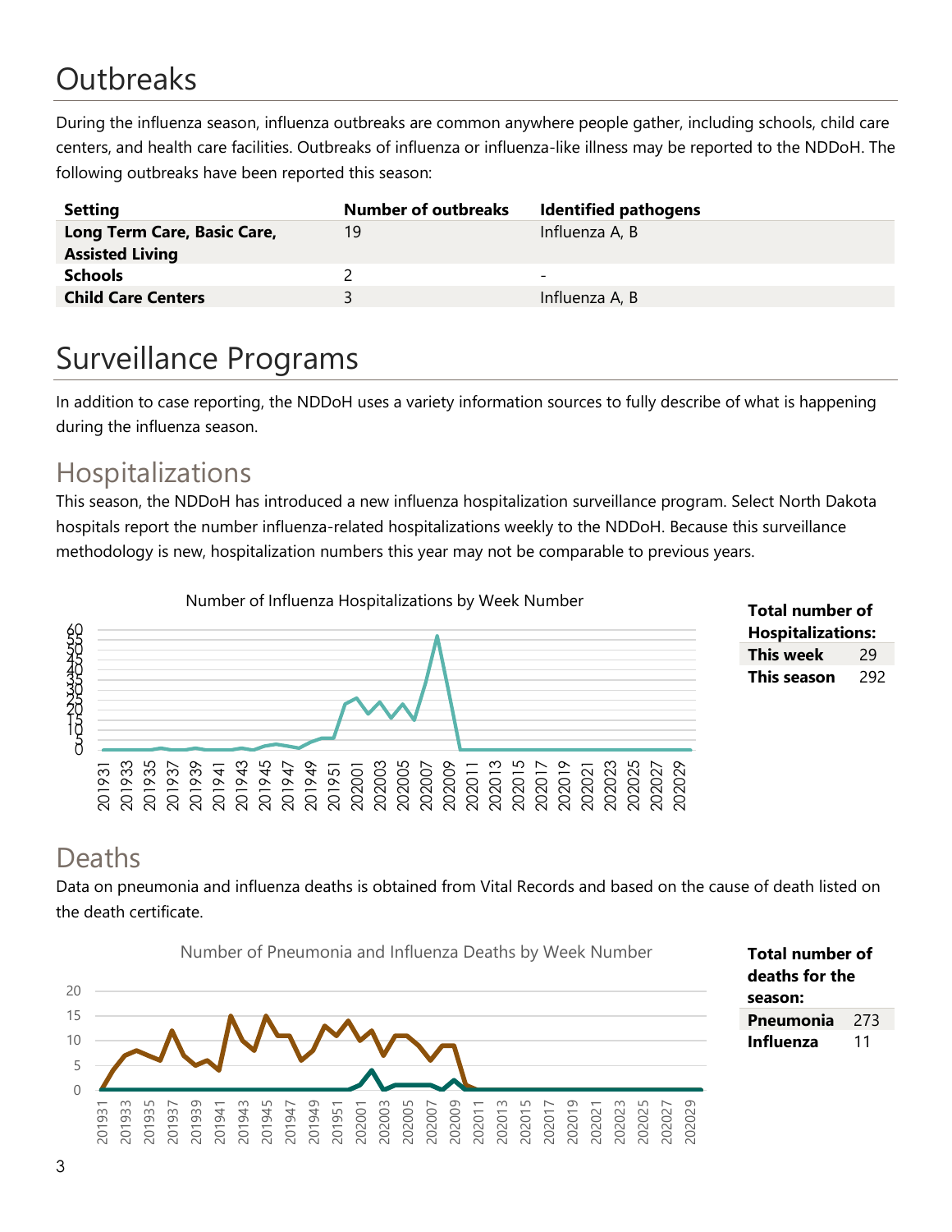# Outbreaks

During the influenza season, influenza outbreaks are common anywhere people gather, including schools, child care centers, and health care facilities. Outbreaks of influenza or influenza-like illness may be reported to the NDDoH. The following outbreaks have been reported this season:

| Setting | Number of outbreaks | Identified pathogens |
|---|---|---|
| **Long Term Care, Basic Care, Assisted Living** | 19 | Influenza A, B |
| **Schools** | 2 | - |
| **Child Care Centers** | 3 | Influenza A, B |

# Surveillance Programs

In addition to case reporting, the NDDoH uses a variety information sources to fully describe of what is happening during the influenza season.

## Hospitalizations

This season, the NDDoH has introduced a new influenza hospitalization surveillance program. Select North Dakota hospitals report the number influenza-related hospitalizations weekly to the NDDoH. Because this surveillance methodology is new, hospitalization numbers this year may not be comparable to previous years.

Number of Influenza Hospitalizations by Week Number

| Total number of Hospitalizations: | |
|---|---|
| **This week** | 29 |
| **This season** | 292 |

## Deaths

Data on pneumonia and influenza deaths is obtained from Vital Records and based on the cause of death listed on the death certificate.

Number of Pneumonia and Influenza Deaths by Week Number

| Total number of deaths for the season: | |
|---|---|
| **Pneumonia** | 273 |
| **Influenza** | 11 |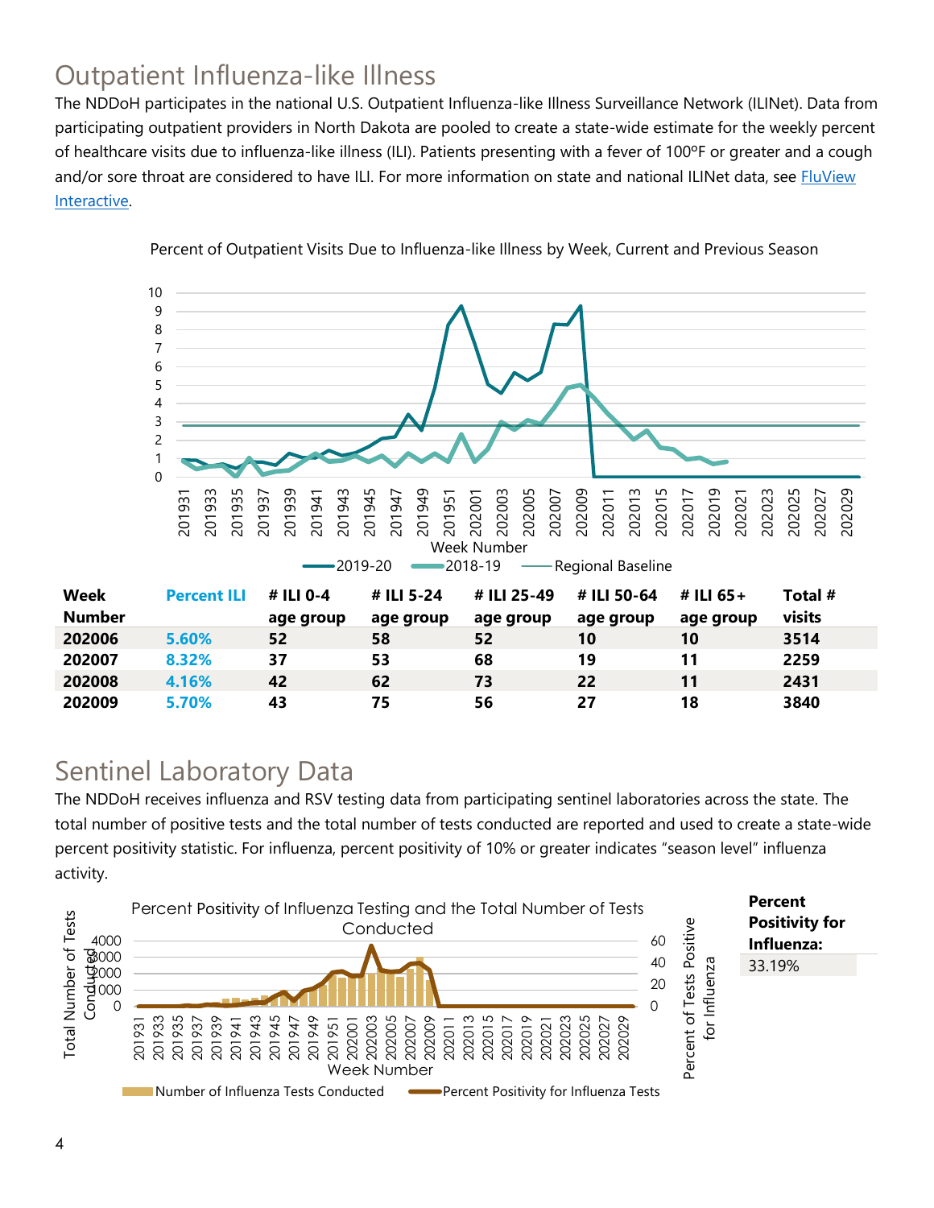## Outpatient Influenza-like Illness

The NDDoH participates in the national U.S. Outpatient Influenza-like Illness Surveillance Network (ILINet). Data from participating outpatient providers in North Dakota are pooled to create a state-wide estimate for the weekly percent of healthcare visits due to influenza-like illness (ILI). Patients presenting with a fever of 100ºF or greater and a cough and/or sore throat are considered to have ILI. For more information on state and national ILINet data, see FluView Interactive.

Percent of Outpatient Visits Due to Influenza-like Illness by Week, Current and Previous Season

| Week Number | Percent ILI | # ILI 0-4 age group | # ILI 5-24 age group | # ILI 25-49 age group | # ILI 50-64 age group | # ILI 65+ age group | Total # visits |
|---|---|---|---|---|---|---|---|
| 202006 | 5.60% | 52 | 58 | 52 | 10 | 10 | 3514 |
| 202007 | 8.32% | 37 | 53 | 68 | 19 | 11 | 2259 |
| 202008 | 4.16% | 42 | 62 | 73 | 22 | 11 | 2431 |
| 202009 | 5.70% | 43 | 75 | 56 | 27 | 18 | 3840 |

## Sentinel Laboratory Data

The NDDoH receives influenza and RSV testing data from participating sentinel laboratories across the state. The total number of positive tests and the total number of tests conducted are reported and used to create a state-wide percent positivity statistic. For influenza, percent positivity of 10% or greater indicates "season level" influenza activity.

Percent Positivity of Influenza Testing and the Total Number of Tests Conducted

| **Percent Positivity for Influenza:** |
|---|
| 33.19% |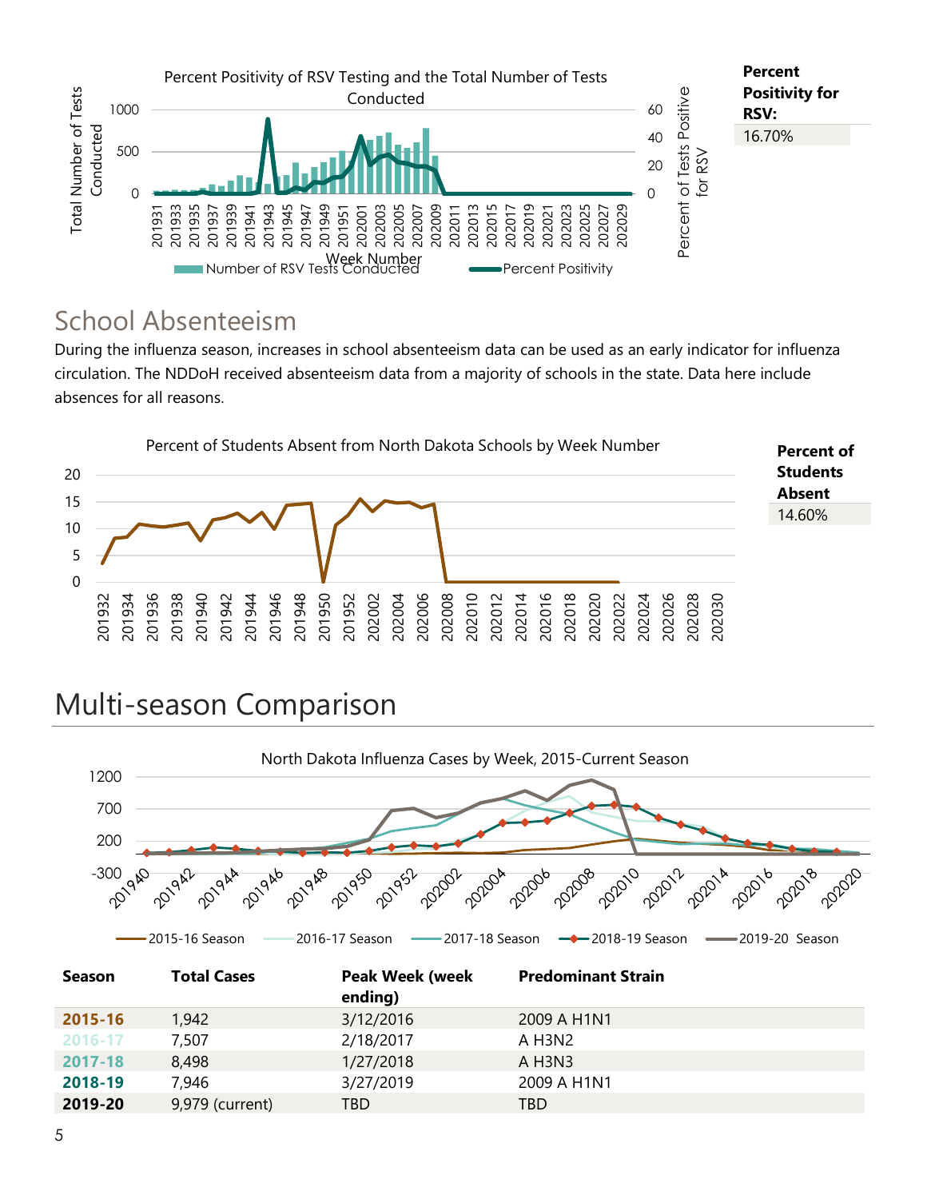Percent Positivity of RSV Testing and the Total Number of Tests Conducted

**Percent Positivity for RSV:**

16.70%

## School Absenteeism

During the influenza season, increases in school absenteeism data can be used as an early indicator for influenza circulation. The NDDoH received absenteeism data from a majority of schools in the state. Data here include absences for all reasons.

Percent of Students Absent from North Dakota Schools by Week Number

**Percent of Students Absent**

14.60%

# Multi-season Comparison

North Dakota Influenza Cases by Week, 2015-Current Season

| Season | Total Cases | Peak Week (week ending) | Predominant Strain |
|---|---|---|---|
| **2015-16** | 1,942 | 3/12/2016 | 2009 A H1N1 |
| **2016-17** | 7,507 | 2/18/2017 | A H3N2 |
| **2017-18** | 8,498 | 1/27/2018 | A H3N3 |
| **2018-19** | 7,946 | 3/27/2019 | 2009 A H1N1 |
| **2019-20** | 9,979 (current) | TBD | TBD |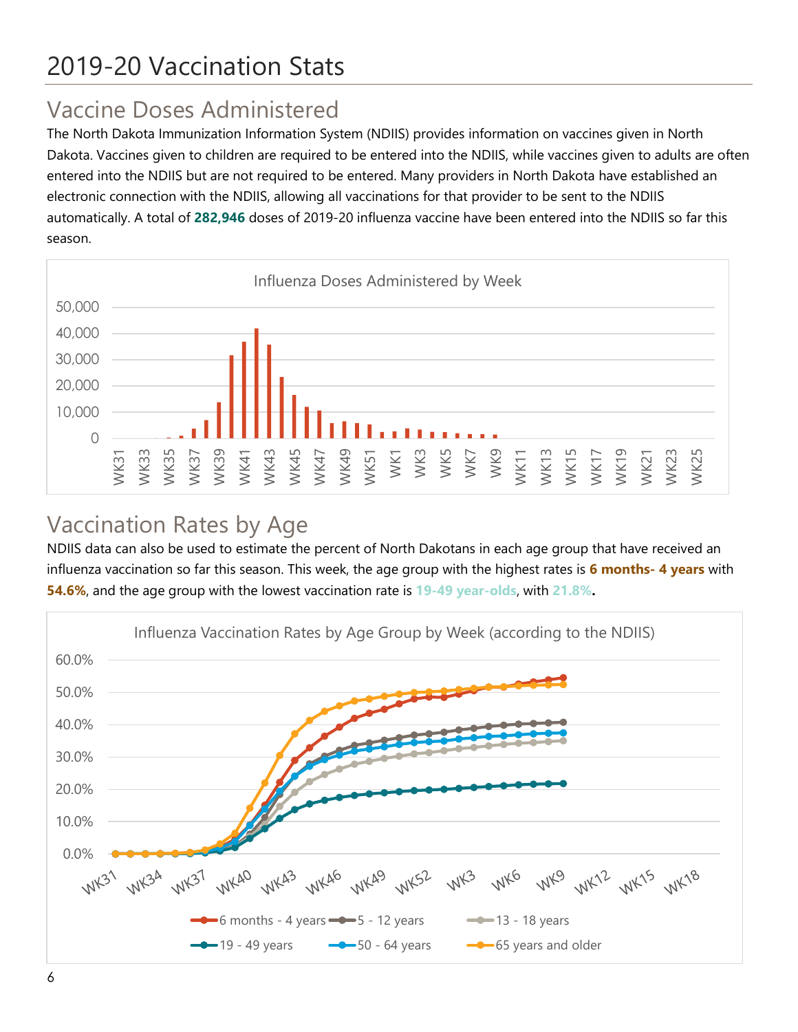# 2019-20 Vaccination Stats

## Vaccine Doses Administered

The North Dakota Immunization Information System (NDIIS) provides information on vaccines given in North Dakota. Vaccines given to children are required to be entered into the NDIIS, while vaccines given to adults are often entered into the NDIIS but are not required to be entered. Many providers in North Dakota have established an electronic connection with the NDIIS, allowing all vaccinations for that provider to be sent to the NDIIS automatically. A total of **282,946** doses of 2019-20 influenza vaccine have been entered into the NDIIS so far this season.

Influenza Doses Administered by Week

50,000
40,000
30,000
20,000
10,000
0

WK31 WK33 WK35 WK37 WK39 WK41 WK43 WK45 WK47 WK49 WK51 WK1 WK3 WK5 WK7 WK9 WK11 WK13 WK15 WK17 WK19 WK21 WK23 WK25

## Vaccination Rates by Age

NDIIS data can also be used to estimate the percent of North Dakotans in each age group that have received an influenza vaccination so far this season. This week, the age group with the highest rates is **6 months- 4 years** with **54.6%**, and the age group with the lowest vaccination rate is **19-49 year-olds**, with **21.8%**.

Influenza Vaccination Rates by Age Group by Week (according to the NDIIS)

60.0%
50.0%
40.0%
30.0%
20.0%
10.0%
0.0%

WK31 WK34 WK37 WK40 WK43 WK46 WK49 WK52 WK3 WK6 WK9 WK12 WK15 WK18

6 months - 4 years
5 - 12 years
13 - 18 years
19 - 49 years
50 - 64 years
65 years and older